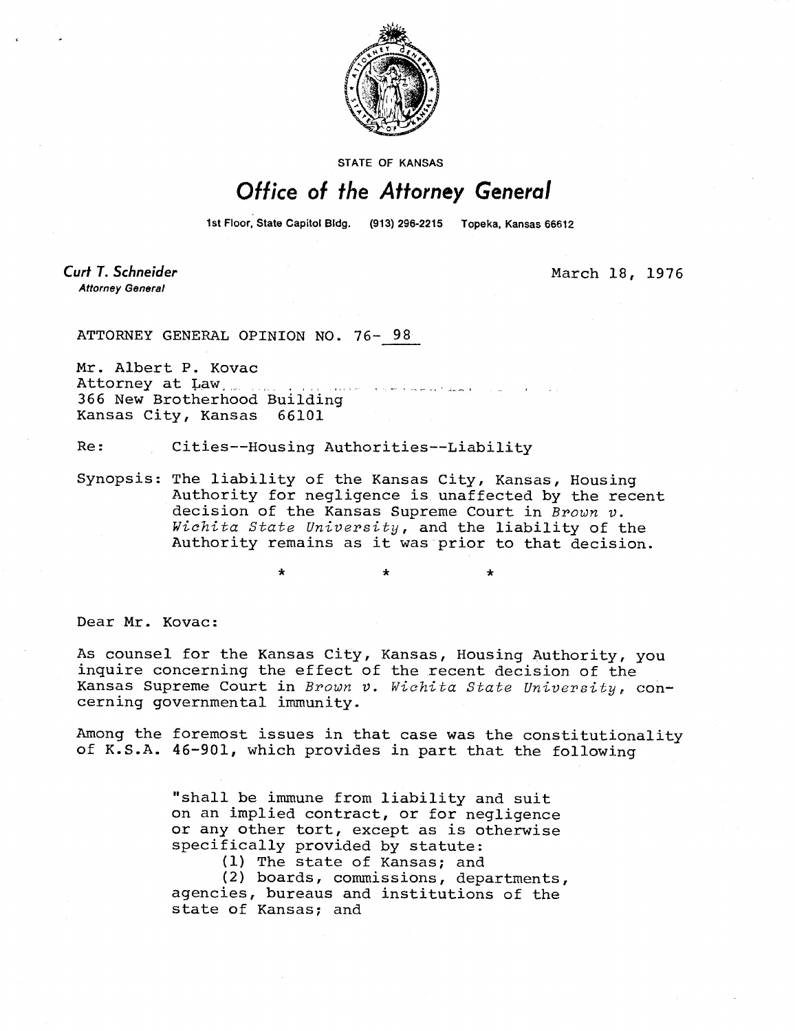STATE OF KANSAS

# Office of the Attorney General

1st Floor, State Capitol Bldg. (913) 296-2215 Topeka, Kansas 66612

**Curt T. Schneider**
*Attorney General*

March 18, 1976

ATTORNEY GENERAL OPINION NO. 76- 98

Mr. Albert P. Kovac
Attorney at Law
366 New Brotherhood Building
Kansas City, Kansas 66101

Re: Cities--Housing Authorities--Liability

Synopsis: The liability of the Kansas City, Kansas, Housing Authority for negligence is unaffected by the recent decision of the Kansas Supreme Court in *Brown v. Wichita State University*, and the liability of the Authority remains as it was prior to that decision.

\* \* \*

Dear Mr. Kovac:

As counsel for the Kansas City, Kansas, Housing Authority, you inquire concerning the effect of the recent decision of the Kansas Supreme Court in *Brown v. Wichita State University*, concerning governmental immunity.

Among the foremost issues in that case was the constitutionality of K.S.A. 46-901, which provides in part that the following

> "shall be immune from liability and suit on an implied contract, or for negligence or any other tort, except as is otherwise specifically provided by statute:
> (1) The state of Kansas; and
> (2) boards, commissions, departments, agencies, bureaus and institutions of the state of Kansas; and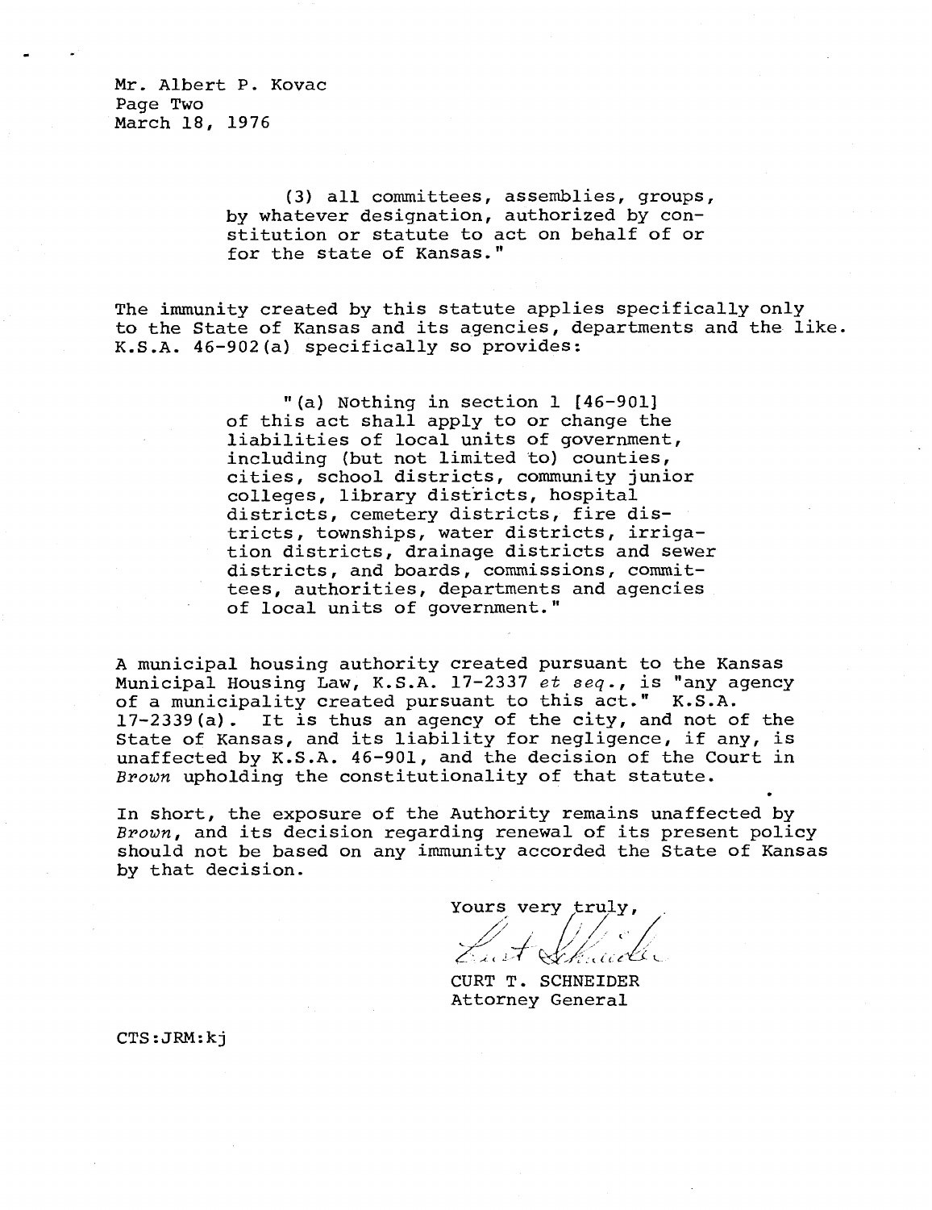Mr. Albert P. Kovac
Page Two
March 18, 1976

> (3) all committees, assemblies, groups, by whatever designation, authorized by constitution or statute to act on behalf of or for the state of Kansas."

The immunity created by this statute applies specifically only to the State of Kansas and its agencies, departments and the like. K.S.A. 46-902(a) specifically so provides:

> "(a) Nothing in section 1 [46-901] of this act shall apply to or change the liabilities of local units of government, including (but not limited to) counties, cities, school districts, community junior colleges, library districts, hospital districts, cemetery districts, fire districts, townships, water districts, irrigation districts, drainage districts and sewer districts, and boards, commissions, committees, authorities, departments and agencies of local units of government."

A municipal housing authority created pursuant to the Kansas Municipal Housing Law, K.S.A. 17-2337 *et seq.*, is "any agency of a municipality created pursuant to this act." K.S.A. 17-2339(a). It is thus an agency of the city, and not of the State of Kansas, and its liability for negligence, if any, is unaffected by K.S.A. 46-901, and the decision of the Court in *Brown* upholding the constitutionality of that statute.

In short, the exposure of the Authority remains unaffected by *Brown*, and its decision regarding renewal of its present policy should not be based on any immunity accorded the State of Kansas by that decision.

Yours very truly,

CURT T. SCHNEIDER
Attorney General

CTS:JRM:kj